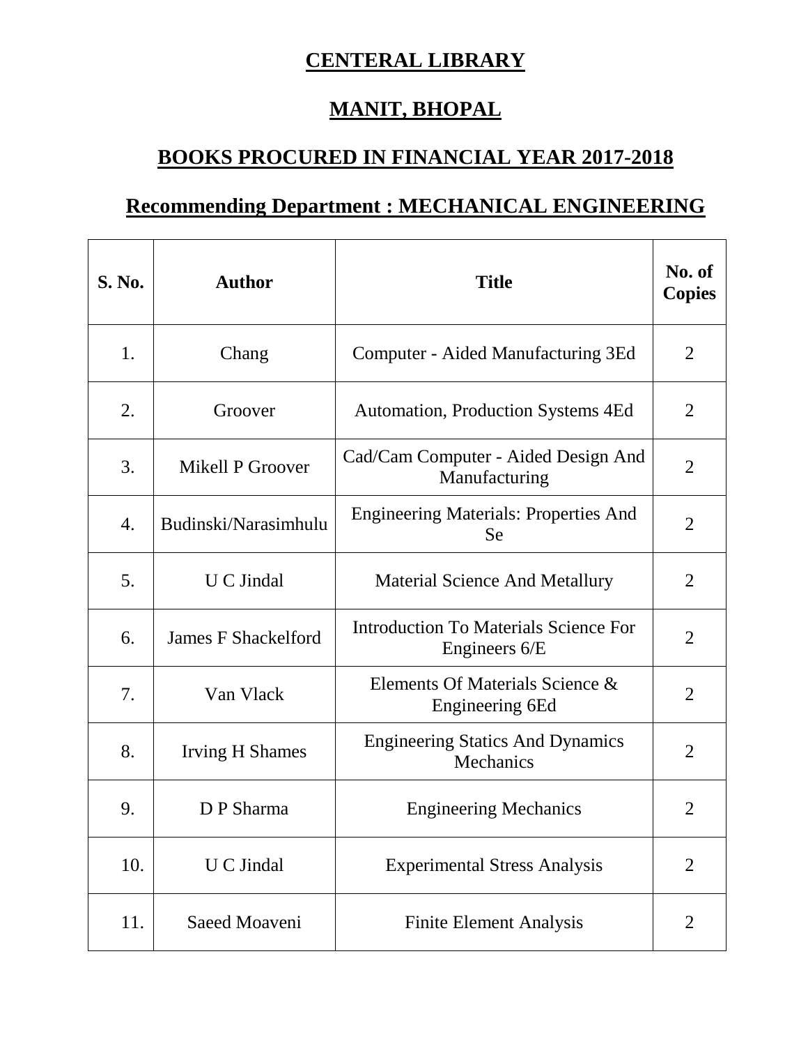# CENTERAL LIBRARY

# MANIT, BHOPAL

## BOOKS PROCURED IN FINANCIAL YEAR 2017-2018

## Recommending Department : MECHANICAL ENGINEERING

| S. No. | Author | Title | No. of Copies |
|---|---|---|---|
| 1. | Chang | Computer - Aided Manufacturing 3Ed | 2 |
| 2. | Groover | Automation, Production Systems 4Ed | 2 |
| 3. | Mikell P Groover | Cad/Cam Computer - Aided Design And Manufacturing | 2 |
| 4. | Budinski/Narasimhulu | Engineering Materials: Properties And Se | 2 |
| 5. | U C Jindal | Material Science And Metallury | 2 |
| 6. | James F Shackelford | Introduction To Materials Science For Engineers 6/E | 2 |
| 7. | Van Vlack | Elements Of Materials Science & Engineering 6Ed | 2 |
| 8. | Irving H Shames | Engineering Statics And Dynamics Mechanics | 2 |
| 9. | D P Sharma | Engineering Mechanics | 2 |
| 10. | U C Jindal | Experimental Stress Analysis | 2 |
| 11. | Saeed Moaveni | Finite Element Analysis | 2 |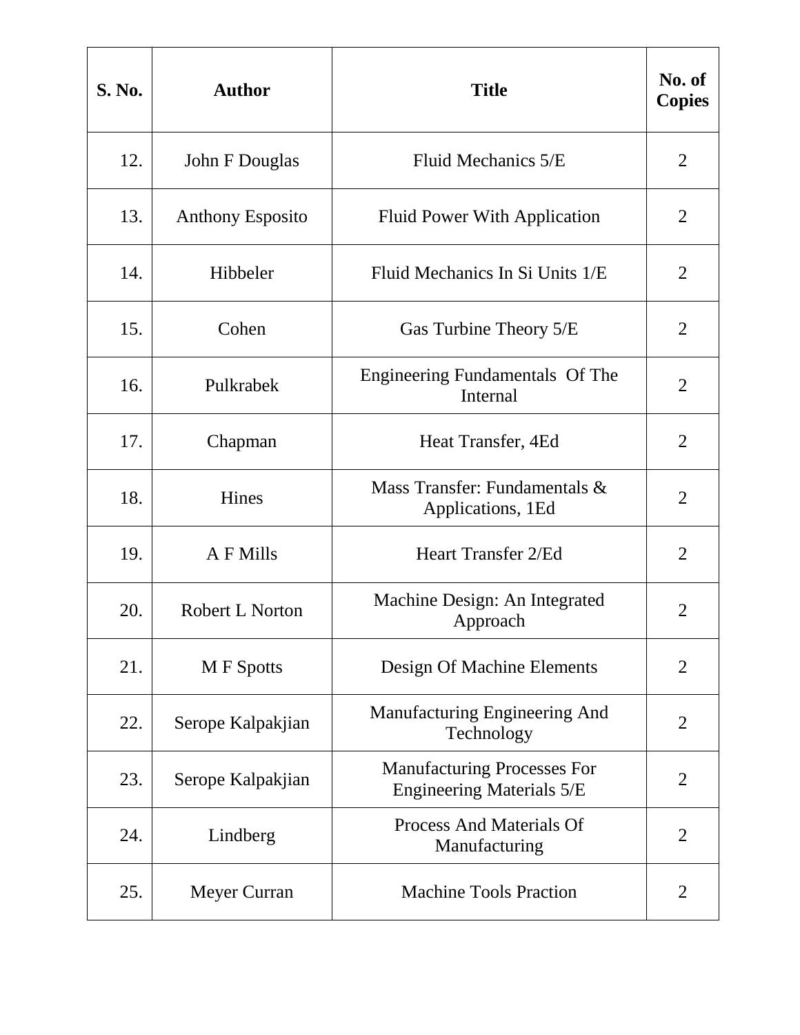| S. No. | Author | Title | No. of Copies |
|---|---|---|---|
| 12. | John F Douglas | Fluid Mechanics 5/E | 2 |
| 13. | Anthony Esposito | Fluid Power With Application | 2 |
| 14. | Hibbeler | Fluid Mechanics In Si Units 1/E | 2 |
| 15. | Cohen | Gas Turbine Theory 5/E | 2 |
| 16. | Pulkrabek | Engineering Fundamentals Of The Internal | 2 |
| 17. | Chapman | Heat Transfer, 4Ed | 2 |
| 18. | Hines | Mass Transfer: Fundamentals & Applications, 1Ed | 2 |
| 19. | A F Mills | Heart Transfer 2/Ed | 2 |
| 20. | Robert L Norton | Machine Design: An Integrated Approach | 2 |
| 21. | M F Spotts | Design Of Machine Elements | 2 |
| 22. | Serope Kalpakjian | Manufacturing Engineering And Technology | 2 |
| 23. | Serope Kalpakjian | Manufacturing Processes For Engineering Materials 5/E | 2 |
| 24. | Lindberg | Process And Materials Of Manufacturing | 2 |
| 25. | Meyer Curran | Machine Tools Praction | 2 |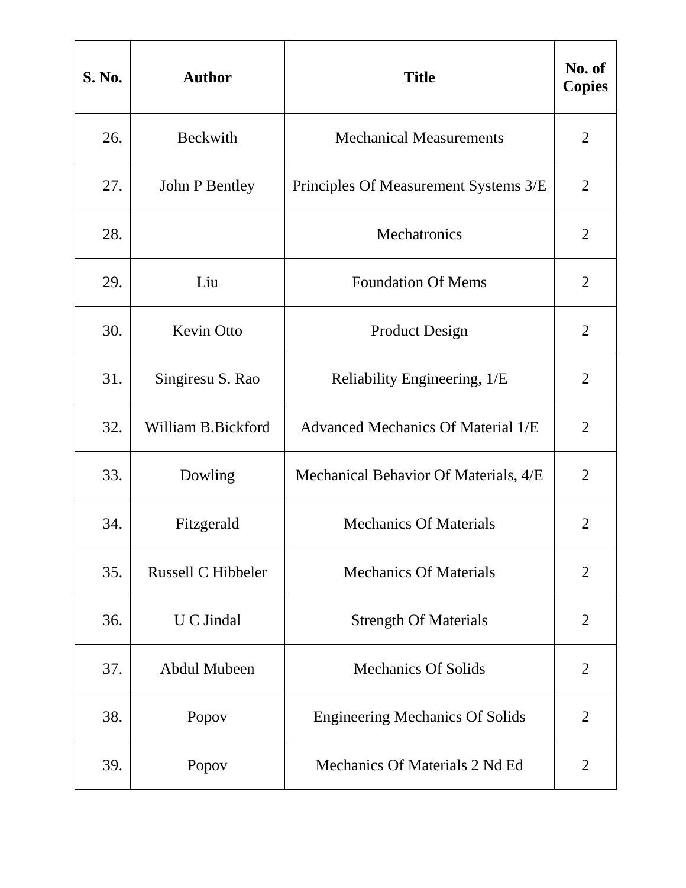| S. No. | Author | Title | No. of Copies |
|---|---|---|---|
| 26. | Beckwith | Mechanical Measurements | 2 |
| 27. | John P Bentley | Principles Of Measurement Systems 3/E | 2 |
| 28. | | Mechatronics | 2 |
| 29. | Liu | Foundation Of Mems | 2 |
| 30. | Kevin Otto | Product Design | 2 |
| 31. | Singiresu S. Rao | Reliability Engineering, 1/E | 2 |
| 32. | William B.Bickford | Advanced Mechanics Of Material 1/E | 2 |
| 33. | Dowling | Mechanical Behavior Of Materials, 4/E | 2 |
| 34. | Fitzgerald | Mechanics Of Materials | 2 |
| 35. | Russell C Hibbeler | Mechanics Of Materials | 2 |
| 36. | U C Jindal | Strength Of Materials | 2 |
| 37. | Abdul Mubeen | Mechanics Of Solids | 2 |
| 38. | Popov | Engineering Mechanics Of Solids | 2 |
| 39. | Popov | Mechanics Of Materials 2 Nd Ed | 2 |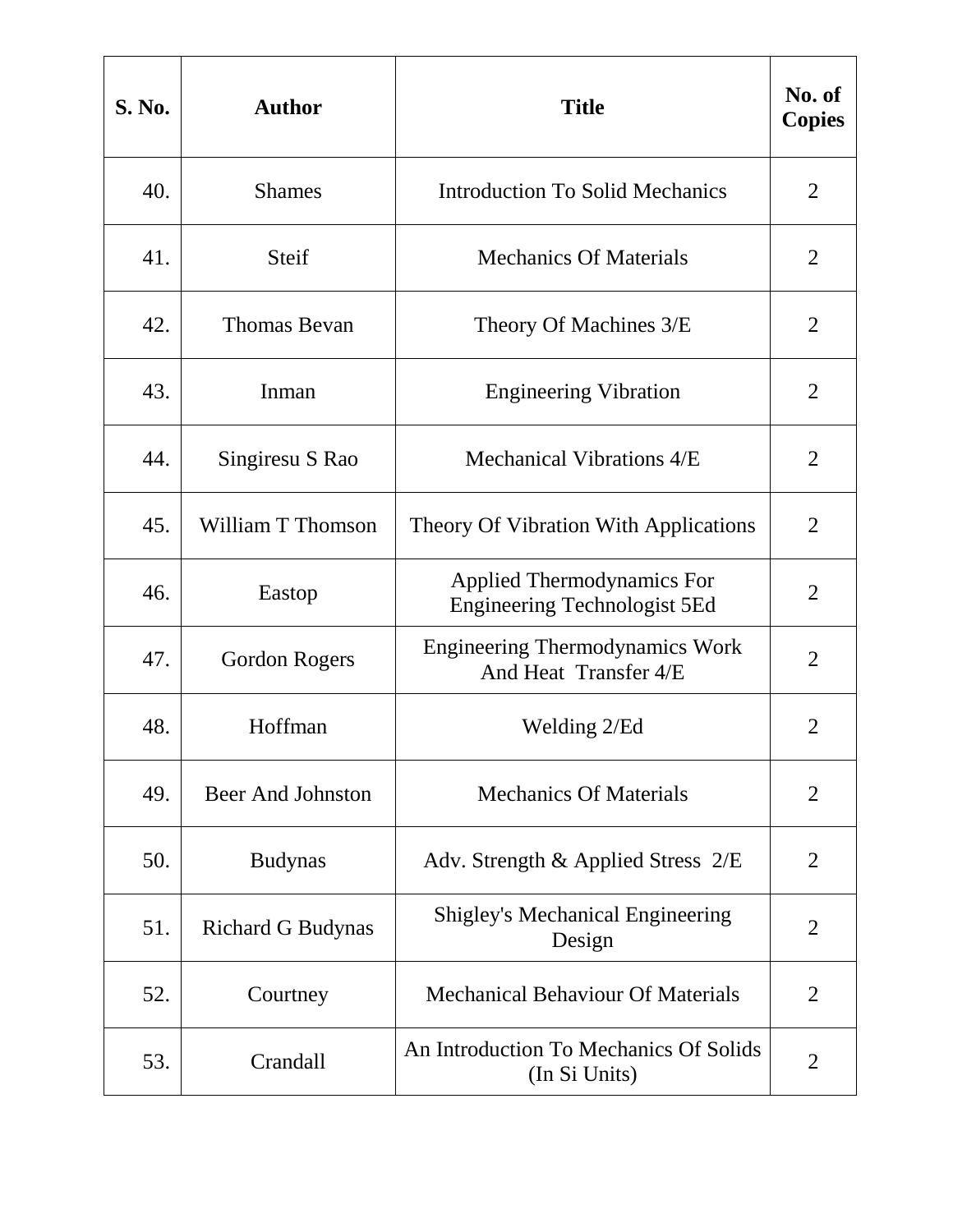| S. No. | Author | Title | No. of Copies |
|---|---|---|---|
| 40. | Shames | Introduction To Solid Mechanics | 2 |
| 41. | Steif | Mechanics Of Materials | 2 |
| 42. | Thomas Bevan | Theory Of Machines 3/E | 2 |
| 43. | Inman | Engineering Vibration | 2 |
| 44. | Singiresu S Rao | Mechanical Vibrations 4/E | 2 |
| 45. | William T Thomson | Theory Of Vibration With Applications | 2 |
| 46. | Eastop | Applied Thermodynamics For Engineering Technologist 5Ed | 2 |
| 47. | Gordon Rogers | Engineering Thermodynamics Work And Heat Transfer 4/E | 2 |
| 48. | Hoffman | Welding 2/Ed | 2 |
| 49. | Beer And Johnston | Mechanics Of Materials | 2 |
| 50. | Budynas | Adv. Strength & Applied Stress 2/E | 2 |
| 51. | Richard G Budynas | Shigley's Mechanical Engineering Design | 2 |
| 52. | Courtney | Mechanical Behaviour Of Materials | 2 |
| 53. | Crandall | An Introduction To Mechanics Of Solids (In Si Units) | 2 |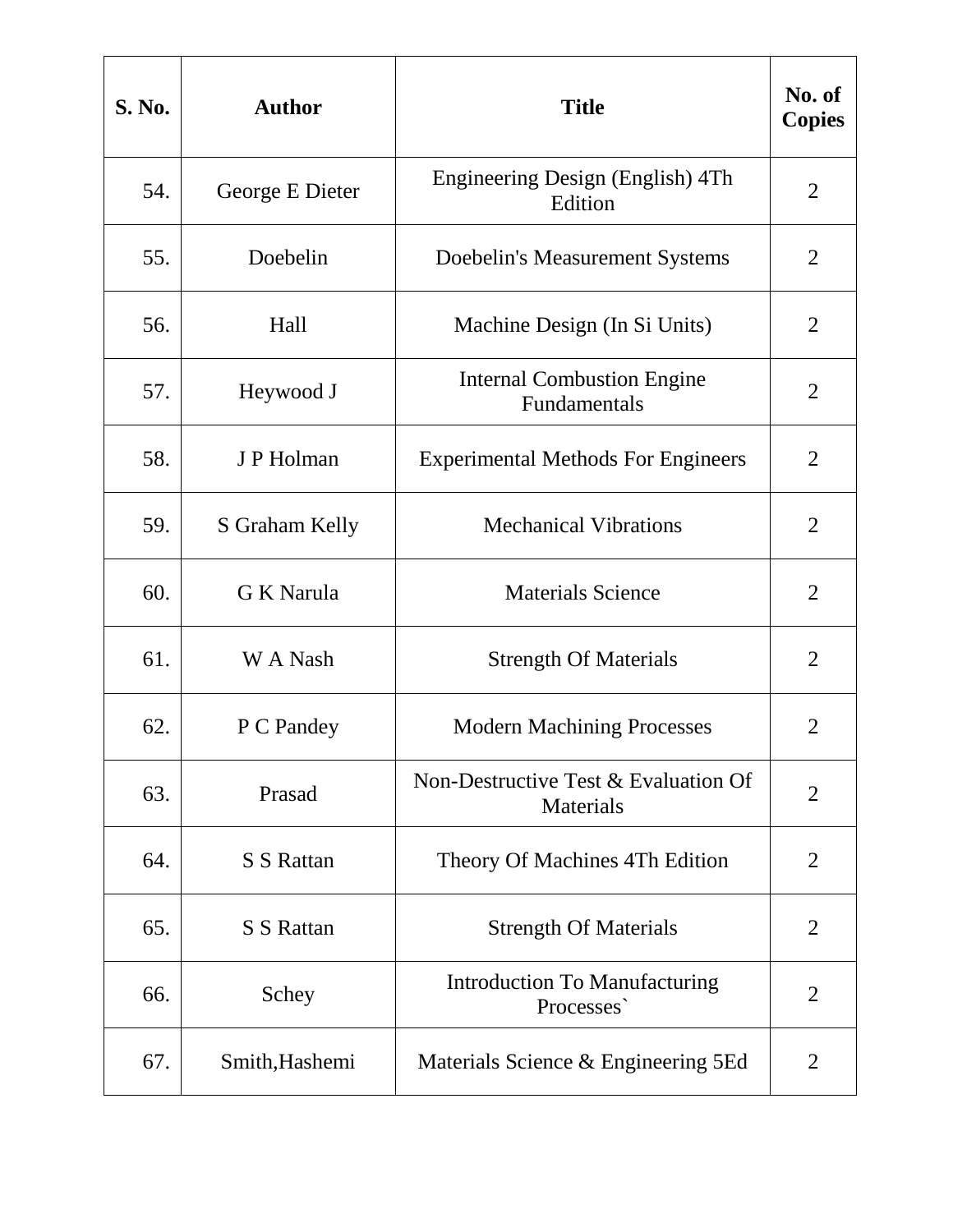| S. No. | Author | Title | No. of Copies |
|---|---|---|---|
| 54. | George E Dieter | Engineering Design (English) 4Th Edition | 2 |
| 55. | Doebelin | Doebelin's Measurement Systems | 2 |
| 56. | Hall | Machine Design (In Si Units) | 2 |
| 57. | Heywood J | Internal Combustion Engine Fundamentals | 2 |
| 58. | J P Holman | Experimental Methods For Engineers | 2 |
| 59. | S Graham Kelly | Mechanical Vibrations | 2 |
| 60. | G K Narula | Materials Science | 2 |
| 61. | W A Nash | Strength Of Materials | 2 |
| 62. | P C Pandey | Modern Machining Processes | 2 |
| 63. | Prasad | Non-Destructive Test & Evaluation Of Materials | 2 |
| 64. | S S Rattan | Theory Of Machines 4Th Edition | 2 |
| 65. | S S Rattan | Strength Of Materials | 2 |
| 66. | Schey | Introduction To Manufacturing Processes` | 2 |
| 67. | Smith,Hashemi | Materials Science & Engineering 5Ed | 2 |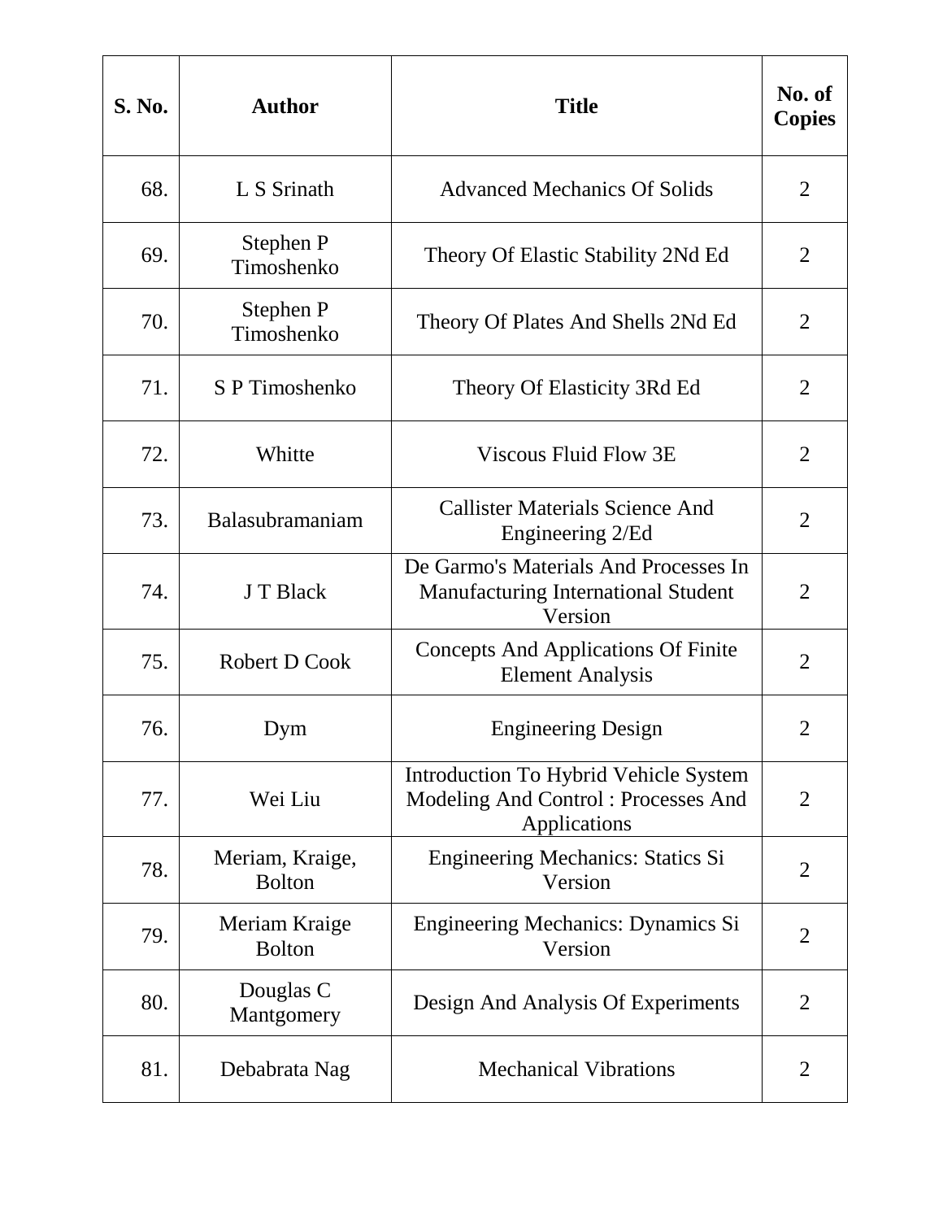| S. No. | Author | Title | No. of Copies |
|---|---|---|---|
| 68. | L S Srinath | Advanced Mechanics Of Solids | 2 |
| 69. | Stephen P Timoshenko | Theory Of Elastic Stability 2Nd Ed | 2 |
| 70. | Stephen P Timoshenko | Theory Of Plates And Shells 2Nd Ed | 2 |
| 71. | S P Timoshenko | Theory Of Elasticity 3Rd Ed | 2 |
| 72. | Whitte | Viscous Fluid Flow 3E | 2 |
| 73. | Balasubramaniam | Callister Materials Science And Engineering 2/Ed | 2 |
| 74. | J T Black | De Garmo's Materials And Processes In Manufacturing International Student Version | 2 |
| 75. | Robert D Cook | Concepts And Applications Of Finite Element Analysis | 2 |
| 76. | Dym | Engineering Design | 2 |
| 77. | Wei Liu | Introduction To Hybrid Vehicle System Modeling And Control : Processes And Applications | 2 |
| 78. | Meriam, Kraige, Bolton | Engineering Mechanics: Statics Si Version | 2 |
| 79. | Meriam Kraige Bolton | Engineering Mechanics: Dynamics Si Version | 2 |
| 80. | Douglas C Mantgomery | Design And Analysis Of Experiments | 2 |
| 81. | Debabrata Nag | Mechanical Vibrations | 2 |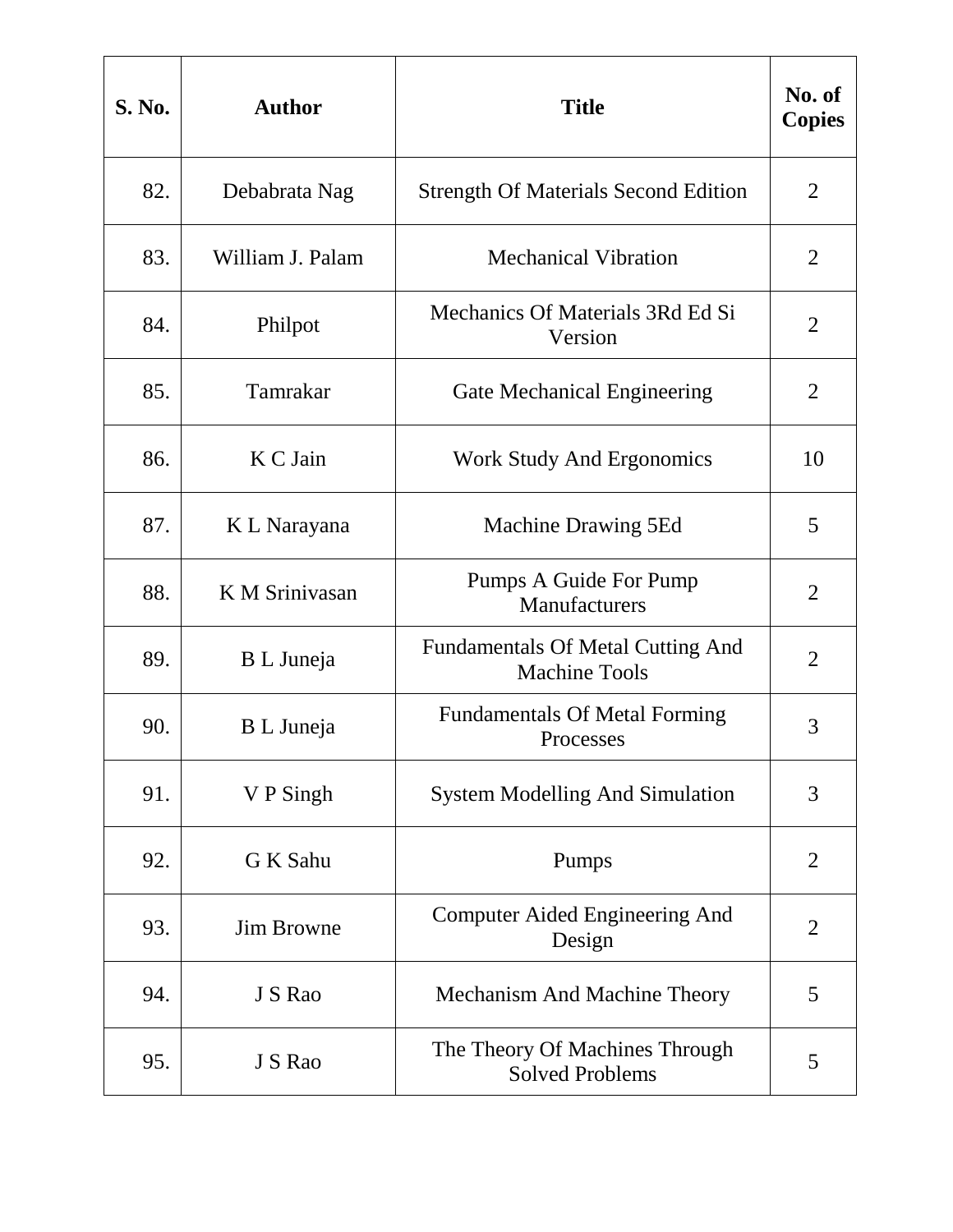| S. No. | Author | Title | No. of Copies |
|---|---|---|---|
| 82. | Debabrata Nag | Strength Of Materials Second Edition | 2 |
| 83. | William J. Palam | Mechanical Vibration | 2 |
| 84. | Philpot | Mechanics Of Materials 3Rd Ed Si Version | 2 |
| 85. | Tamrakar | Gate Mechanical Engineering | 2 |
| 86. | K C Jain | Work Study And Ergonomics | 10 |
| 87. | K L Narayana | Machine Drawing 5Ed | 5 |
| 88. | K M Srinivasan | Pumps A Guide For Pump Manufacturers | 2 |
| 89. | B L Juneja | Fundamentals Of Metal Cutting And Machine Tools | 2 |
| 90. | B L Juneja | Fundamentals Of Metal Forming Processes | 3 |
| 91. | V P Singh | System Modelling And Simulation | 3 |
| 92. | G K Sahu | Pumps | 2 |
| 93. | Jim Browne | Computer Aided Engineering And Design | 2 |
| 94. | J S Rao | Mechanism And Machine Theory | 5 |
| 95. | J S Rao | The Theory Of Machines Through Solved Problems | 5 |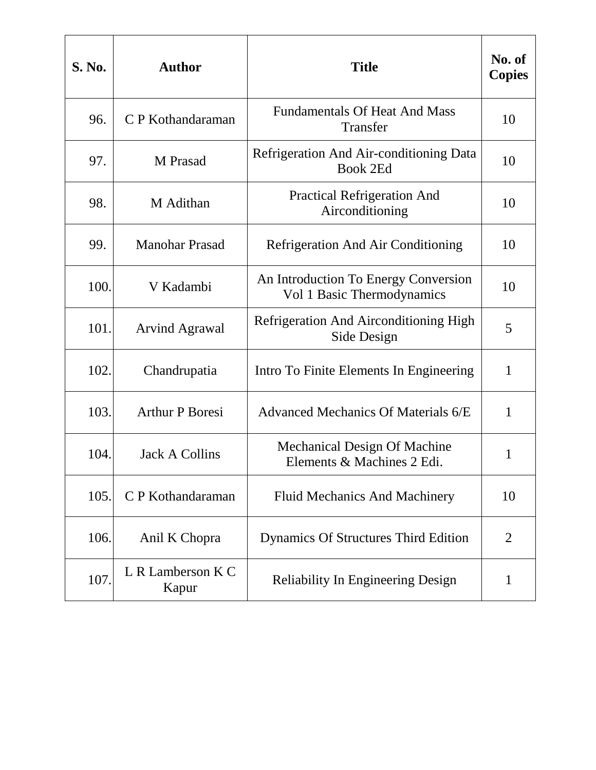| S. No. | Author | Title | No. of Copies |
|---|---|---|---|
| 96. | C P Kothandaraman | Fundamentals Of Heat And Mass Transfer | 10 |
| 97. | M Prasad | Refrigeration And Air-conditioning Data Book 2Ed | 10 |
| 98. | M Adithan | Practical Refrigeration And Airconditioning | 10 |
| 99. | Manohar Prasad | Refrigeration And Air Conditioning | 10 |
| 100. | V Kadambi | An Introduction To Energy Conversion Vol 1 Basic Thermodynamics | 10 |
| 101. | Arvind Agrawal | Refrigeration And Airconditioning High Side Design | 5 |
| 102. | Chandrupatia | Intro To Finite Elements In Engineering | 1 |
| 103. | Arthur P Boresi | Advanced Mechanics Of Materials 6/E | 1 |
| 104. | Jack A Collins | Mechanical Design Of Machine Elements & Machines 2 Edi. | 1 |
| 105. | C P Kothandaraman | Fluid Mechanics And Machinery | 10 |
| 106. | Anil K Chopra | Dynamics Of Structures Third Edition | 2 |
| 107. | L R Lamberson K C Kapur | Reliability In Engineering Design | 1 |